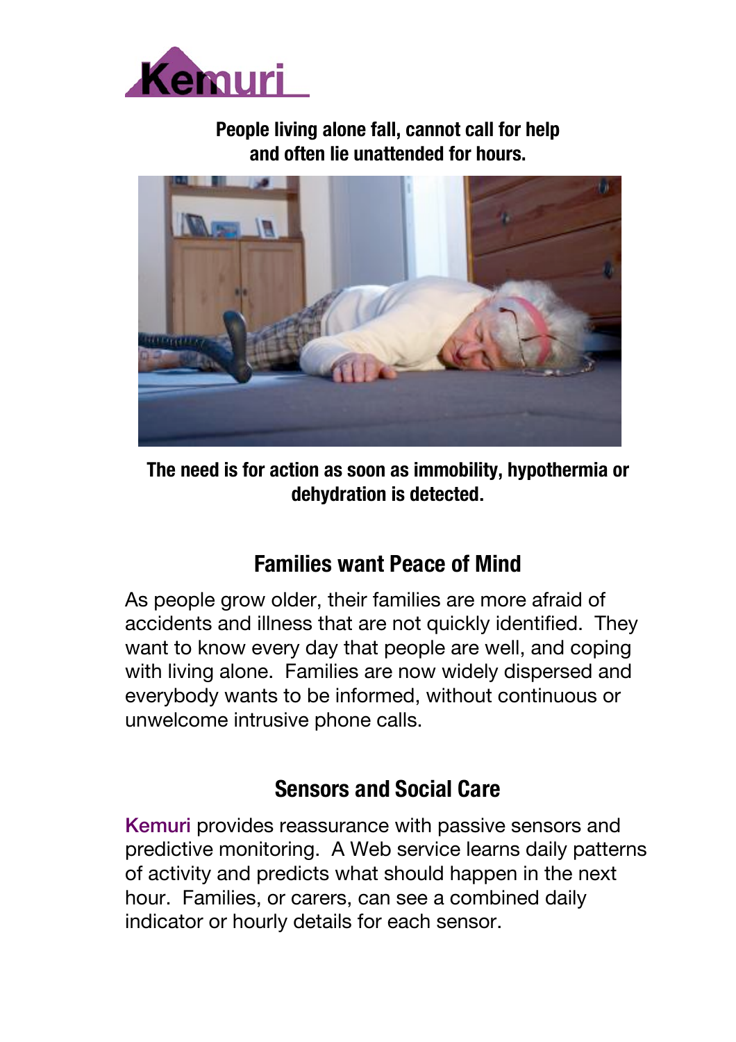Kemuri

**People living alone fall, cannot call for help and often lie unattended for hours.**

**The need is for action as soon as immobility, hypothermia or dehydration is detected.**

## Families want Peace of Mind

As people grow older, their families are more afraid of accidents and illness that are not quickly identified. They want to know every day that people are well, and coping with living alone. Families are now widely dispersed and everybody wants to be informed, without continuous or unwelcome intrusive phone calls.

## Sensors and Social Care

Kemuri provides reassurance with passive sensors and predictive monitoring. A Web service learns daily patterns of activity and predicts what should happen in the next hour. Families, or carers, can see a combined daily indicator or hourly details for each sensor.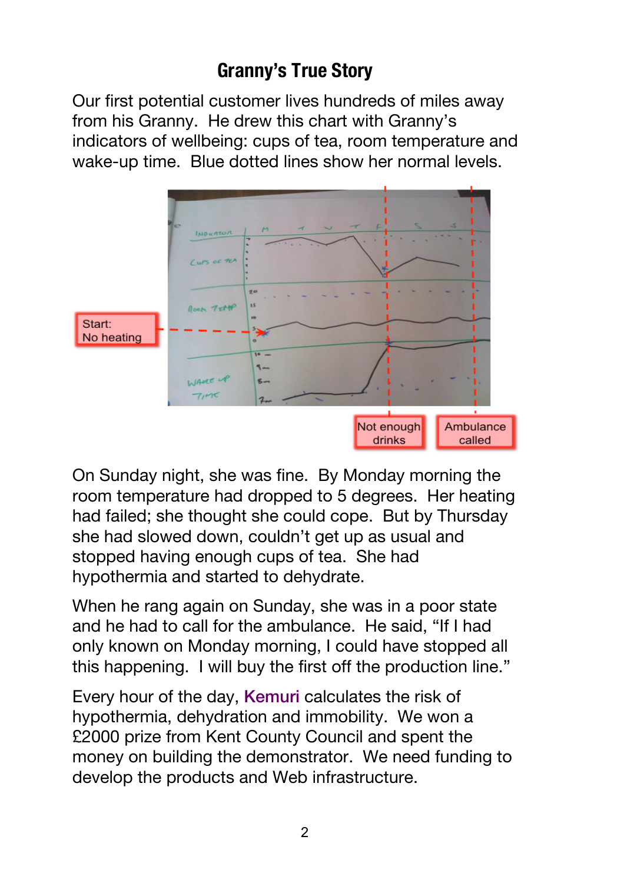# Granny's True Story

Our first potential customer lives hundreds of miles away from his Granny. He drew this chart with Granny's indicators of wellbeing: cups of tea, room temperature and wake-up time. Blue dotted lines show her normal levels.

Start: No heating

Not enough drinks

Ambulance called

On Sunday night, she was fine. By Monday morning the room temperature had dropped to 5 degrees. Her heating had failed; she thought she could cope. But by Thursday she had slowed down, couldn't get up as usual and stopped having enough cups of tea. She had hypothermia and started to dehydrate.

When he rang again on Sunday, she was in a poor state and he had to call for the ambulance. He said, "If I had only known on Monday morning, I could have stopped all this happening. I will buy the first off the production line."

Every hour of the day, Kemuri calculates the risk of hypothermia, dehydration and immobility. We won a £2000 prize from Kent County Council and spent the money on building the demonstrator. We need funding to develop the products and Web infrastructure.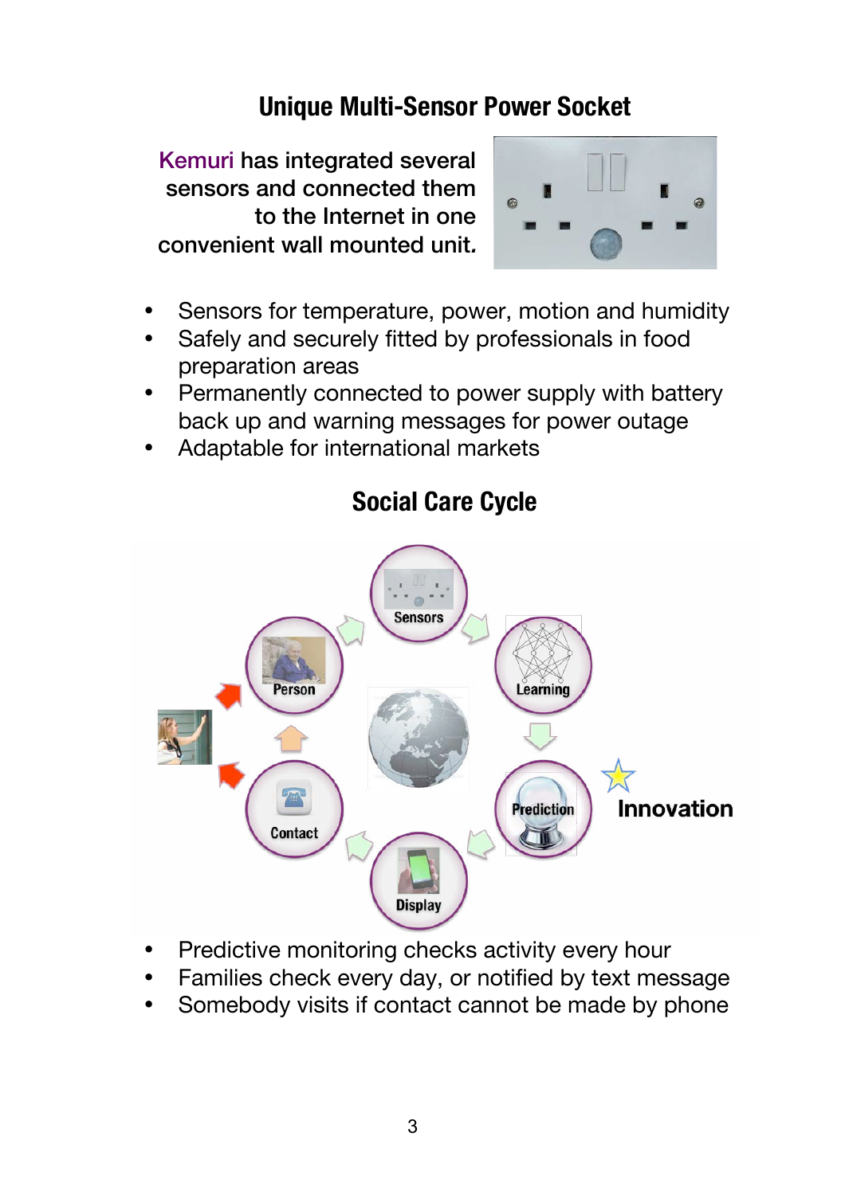## Unique Multi-Sensor Power Socket

Kemuri has integrated several sensors and connected them to the Internet in one convenient wall mounted unit.

- Sensors for temperature, power, motion and humidity
- Safely and securely fitted by professionals in food preparation areas
- Permanently connected to power supply with battery back up and warning messages for power outage
- Adaptable for international markets

## Social Care Cycle

Sensors

Learning

Prediction

Innovation

Display

Contact

Person

- Predictive monitoring checks activity every hour
- Families check every day, or notified by text message
- Somebody visits if contact cannot be made by phone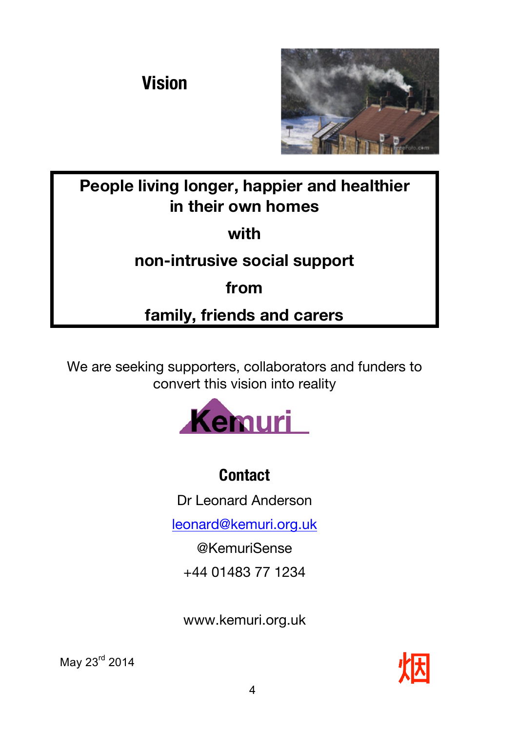# Vision

**People living longer, happier and healthier in their own homes**

**with**

**non-intrusive social support**

**from**

**family, friends and carers**

We are seeking supporters, collaborators and funders to convert this vision into reality

Kemuri

## Contact

Dr Leonard Anderson

[leonard@kemuri.org.uk](mailto:leonard@kemuri.org.uk)

@KemuriSense

+44 01483 77 1234

www.kemuri.org.uk

May 23rd 2014

烟